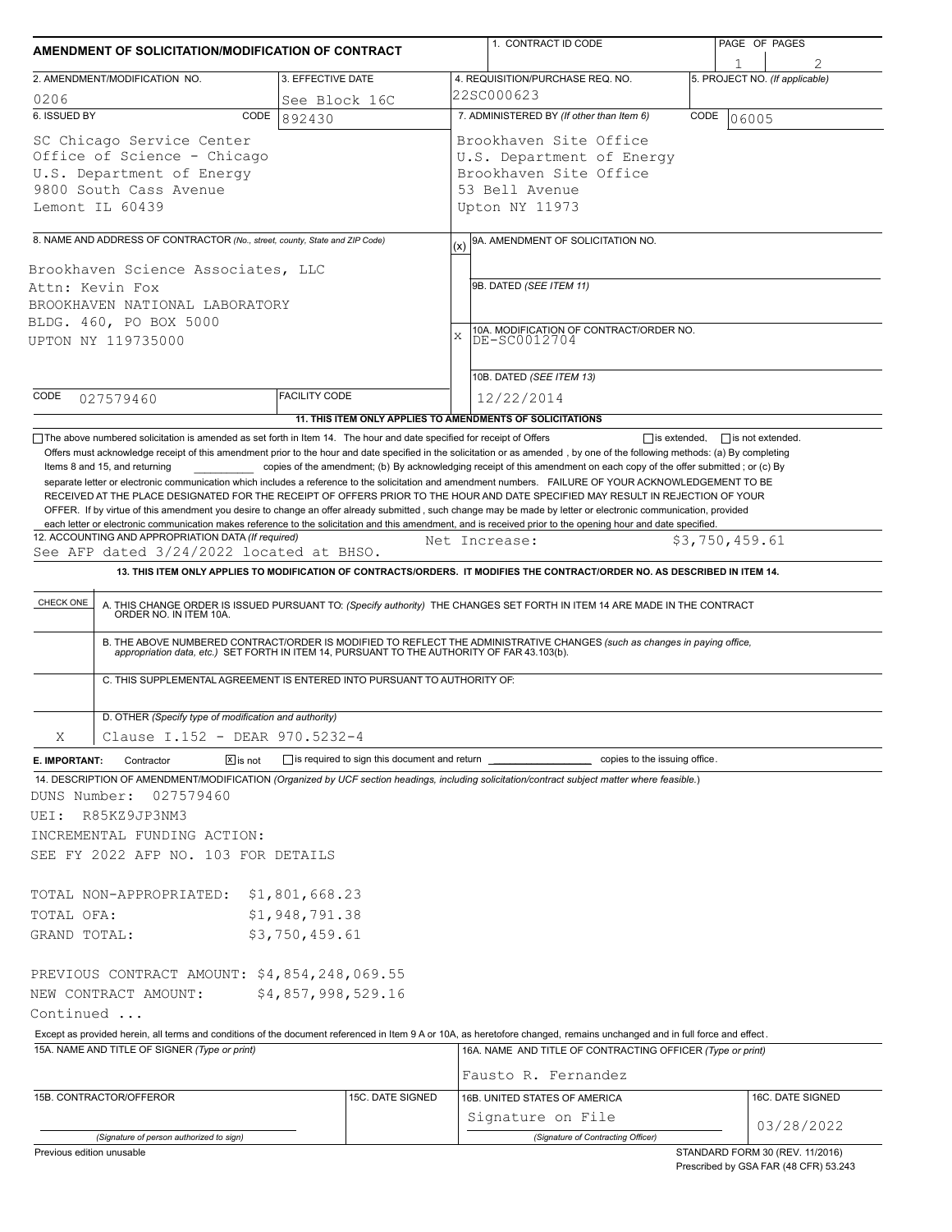# AMENDMENT OF SOLICITATION/MODIFICATION OF CONTRACT

| 1. CONTRACT ID CODE | PAGE OF PAGES |
|---|---|
| | 1 of 2 |

| 2. AMENDMENT/MODIFICATION NO. | 3. EFFECTIVE DATE | 4. REQUISITION/PURCHASE REQ. NO. | 5. PROJECT NO. (If applicable) |
|---|---|---|---|
| 0206 | See Block 16C | 22SC000623 | |

| 6. ISSUED BY | CODE 892430 | 7. ADMINISTERED BY (If other than Item 6) | CODE 06005 |
|---|---|---|---|
| SC Chicago Service Center<br>Office of Science - Chicago<br>U.S. Department of Energy<br>9800 South Cass Avenue<br>Lemont IL 60439 | | Brookhaven Site Office<br>U.S. Department of Energy<br>Brookhaven Site Office<br>53 Bell Avenue<br>Upton NY 11973 | |

**8. NAME AND ADDRESS OF CONTRACTOR** (No., street, county, State and ZIP Code)

Brookhaven Science Associates, LLC
Attn: Kevin Fox
BROOKHAVEN NATIONAL LABORATORY
BLDG. 460, PO BOX 5000
UPTON NY 119735000

CODE 027579460 | FACILITY CODE

(x) 9A. AMENDMENT OF SOLICITATION NO.

9B. DATED (SEE ITEM 11)

X 10A. MODIFICATION OF CONTRACT/ORDER NO. DE-SC0012704

10B. DATED (SEE ITEM 13) 12/22/2014

**11. THIS ITEM ONLY APPLIES TO AMENDMENTS OF SOLICITATIONS**

☐ The above numbered solicitation is amended as set forth in Item 14. The hour and date specified for receipt of Offers ☐ is extended, ☐ is not extended.
Offers must acknowledge receipt of this amendment prior to the hour and date specified in the solicitation or as amended , by one of the following methods: (a) By completing Items 8 and 15, and returning __________ copies of the amendment; (b) By acknowledging receipt of this amendment on each copy of the offer submitted ; or (c) By separate letter or electronic communication which includes a reference to the solicitation and amendment numbers. FAILURE OF YOUR ACKNOWLEDGEMENT TO BE RECEIVED AT THE PLACE DESIGNATED FOR THE RECEIPT OF OFFERS PRIOR TO THE HOUR AND DATE SPECIFIED MAY RESULT IN REJECTION OF YOUR OFFER. If by virtue of this amendment you desire to change an offer already submitted , such change may be made by letter or electronic communication, provided each letter or electronic communication makes reference to the solicitation and this amendment, and is received prior to the opening hour and date specified.

**12. ACCOUNTING AND APPROPRIATION DATA** (If required)
See AFP dated 3/24/2022 located at BHSO. Net Increase: $3,750,459.61

**13. THIS ITEM ONLY APPLIES TO MODIFICATION OF CONTRACTS/ORDERS. IT MODIFIES THE CONTRACT/ORDER NO. AS DESCRIBED IN ITEM 14.**

| CHECK ONE | |
|---|---|
| | A. THIS CHANGE ORDER IS ISSUED PURSUANT TO: (Specify authority) THE CHANGES SET FORTH IN ITEM 14 ARE MADE IN THE CONTRACT ORDER NO. IN ITEM 10A. |
| | B. THE ABOVE NUMBERED CONTRACT/ORDER IS MODIFIED TO REFLECT THE ADMINISTRATIVE CHANGES (such as changes in paying office, appropriation data, etc.) SET FORTH IN ITEM 14, PURSUANT TO THE AUTHORITY OF FAR 43.103(b). |
| | C. THIS SUPPLEMENTAL AGREEMENT IS ENTERED INTO PURSUANT TO AUTHORITY OF: |
| X | D. OTHER (Specify type of modification and authority)<br>Clause I.152 - DEAR 970.5232-4 |

**E. IMPORTANT:** Contractor ☒ is not ☐ is required to sign this document and return __________ copies to the issuing office.

**14. DESCRIPTION OF AMENDMENT/MODIFICATION** (Organized by UCF section headings, including solicitation/contract subject matter where feasible.)

DUNS Number: 027579460
UEI: R85KZ9JP3NM3
INCREMENTAL FUNDING ACTION:
SEE FY 2022 AFP NO. 103 FOR DETAILS

TOTAL NON-APPROPRIATED: $1,801,668.23
TOTAL OFA: $1,948,791.38
GRAND TOTAL: $3,750,459.61

PREVIOUS CONTRACT AMOUNT: $4,854,248,069.55
NEW CONTRACT AMOUNT: $4,857,998,529.16
Continued ...

Except as provided herein, all terms and conditions of the document referenced in Item 9 A or 10A, as heretofore changed, remains unchanged and in full force and effect.

| 15A. NAME AND TITLE OF SIGNER (Type or print) | | 16A. NAME AND TITLE OF CONTRACTING OFFICER (Type or print) | |
|---|---|---|---|
| | | Fausto R. Fernandez | |
| 15B. CONTRACTOR/OFFEROR | 15C. DATE SIGNED | 16B. UNITED STATES OF AMERICA | 16C. DATE SIGNED |
| (Signature of person authorized to sign) | | Signature on File<br>(Signature of Contracting Officer) | 03/28/2022 |

Previous edition unusable

STANDARD FORM 30 (REV. 11/2016)
Prescribed by GSA FAR (48 CFR) 53.243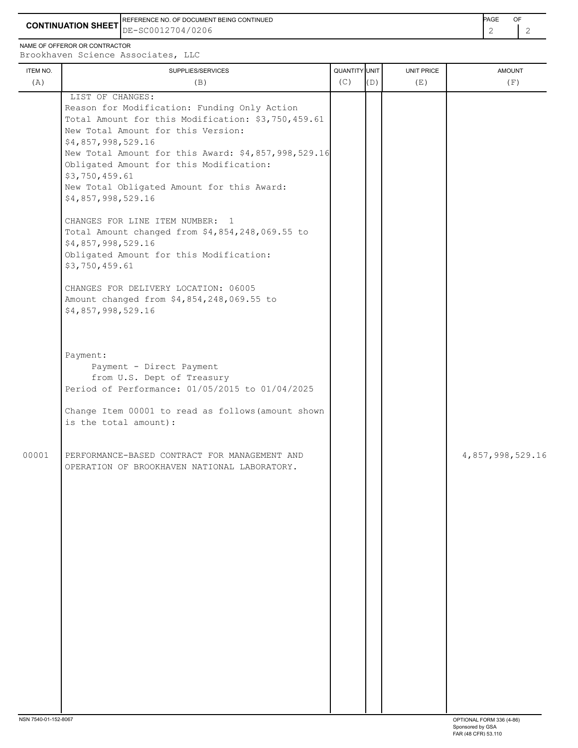**CONTINUATION SHEET**

REFERENCE NO. OF DOCUMENT BEING CONTINUED: DE-SC0012704/0206

NAME OF OFFEROR OR CONTRACTOR: Brookhaven Science Associates, LLC

| ITEM NO. (A) | SUPPLIES/SERVICES (B) | QUANTITY (C) | UNIT (D) | UNIT PRICE (E) | AMOUNT (F) |
|---|---|---|---|---|---|
| | LIST OF CHANGES:<br>Reason for Modification: Funding Only Action<br>Total Amount for this Modification: $3,750,459.61<br>New Total Amount for this Version: $4,857,998,529.16<br>New Total Amount for this Award: $4,857,998,529.16<br>Obligated Amount for this Modification: $3,750,459.61<br>New Total Obligated Amount for this Award: $4,857,998,529.16<br><br>CHANGES FOR LINE ITEM NUMBER: 1<br>Total Amount changed from $4,854,248,069.55 to $4,857,998,529.16<br>Obligated Amount for this Modification: $3,750,459.61<br><br>CHANGES FOR DELIVERY LOCATION: 06005<br>Amount changed from $4,854,248,069.55 to $4,857,998,529.16<br><br>Payment:<br>Payment - Direct Payment<br>from U.S. Dept of Treasury<br>Period of Performance: 01/05/2015 to 01/04/2025<br><br>Change Item 00001 to read as follows(amount shown is the total amount): | | | | |
| 00001 | PERFORMANCE-BASED CONTRACT FOR MANAGEMENT AND OPERATION OF BROOKHAVEN NATIONAL LABORATORY. | | | | 4,857,998,529.16 |

NSN 7540-01-152-8067

OPTIONAL FORM 336 (4-86)
Sponsored by GSA
FAR (48 CFR) 53.110